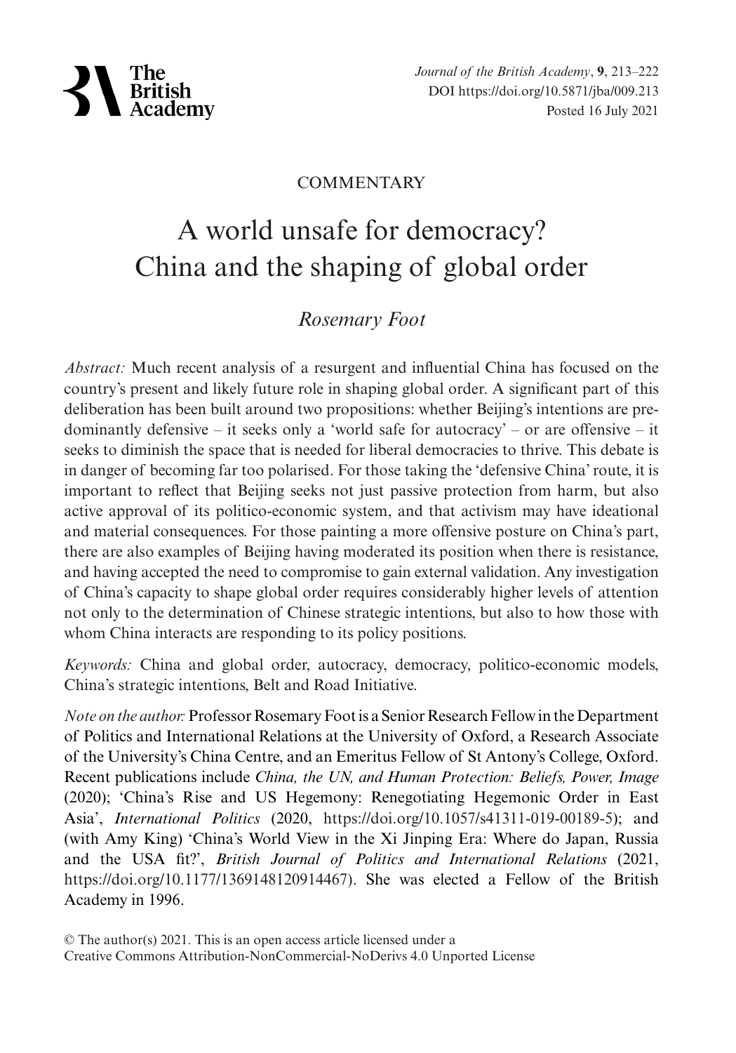COMMENTARY

# A world unsafe for democracy? China and the shaping of global order

*Rosemary Foot*

*Abstract:* Much recent analysis of a resurgent and influential China has focused on the country's present and likely future role in shaping global order. A significant part of this deliberation has been built around two propositions: whether Beijing's intentions are predominantly defensive – it seeks only a 'world safe for autocracy' – or are offensive – it seeks to diminish the space that is needed for liberal democracies to thrive. This debate is in danger of becoming far too polarised. For those taking the 'defensive China' route, it is important to reflect that Beijing seeks not just passive protection from harm, but also active approval of its politico-economic system, and that activism may have ideational and material consequences. For those painting a more offensive posture on China's part, there are also examples of Beijing having moderated its position when there is resistance, and having accepted the need to compromise to gain external validation. Any investigation of China's capacity to shape global order requires considerably higher levels of attention not only to the determination of Chinese strategic intentions, but also to how those with whom China interacts are responding to its policy positions.

*Keywords:* China and global order, autocracy, democracy, politico-economic models, China's strategic intentions, Belt and Road Initiative.

*Note on the author:* Professor Rosemary Foot is a Senior Research Fellow in the Department of Politics and International Relations at the University of Oxford, a Research Associate of the University's China Centre, and an Emeritus Fellow of St Antony's College, Oxford. Recent publications include *China, the UN, and Human Protection: Beliefs, Power, Image* (2020); 'China's Rise and US Hegemony: Renegotiating Hegemonic Order in East Asia', *International Politics* (2020, https://doi.org/10.1057/s41311-019-00189-5); and (with Amy King) 'China's World View in the Xi Jinping Era: Where do Japan, Russia and the USA fit?', *British Journal of Politics and International Relations* (2021, https://doi.org/10.1177/1369148120914467). She was elected a Fellow of the British Academy in 1996.

© The author(s) 2021. This is an open access article licensed under a
Creative Commons Attribution-NonCommercial-NoDerivs 4.0 Unported License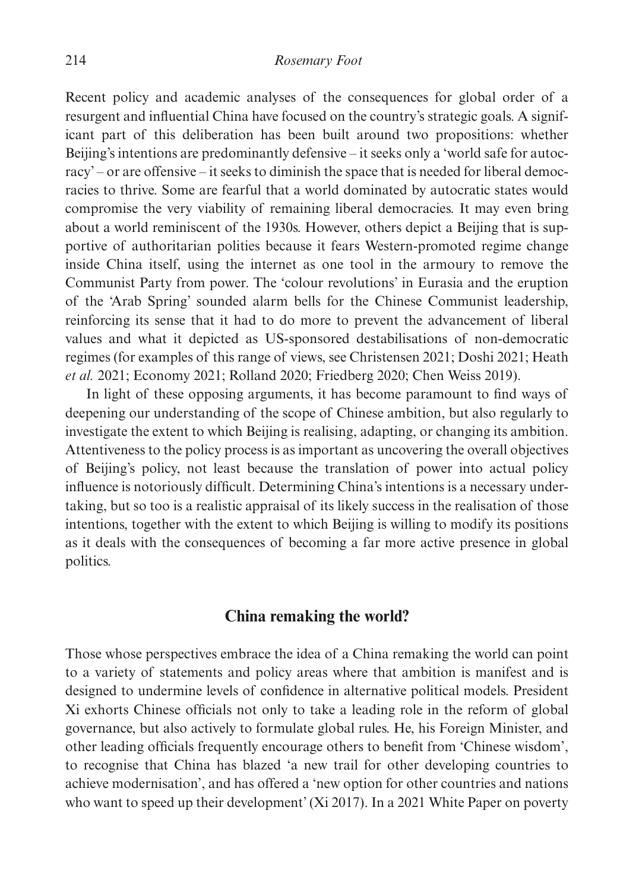Recent policy and academic analyses of the consequences for global order of a resurgent and influential China have focused on the country's strategic goals. A significant part of this deliberation has been built around two propositions: whether Beijing's intentions are predominantly defensive – it seeks only a 'world safe for autocracy' – or are offensive – it seeks to diminish the space that is needed for liberal democracies to thrive. Some are fearful that a world dominated by autocratic states would compromise the very viability of remaining liberal democracies. It may even bring about a world reminiscent of the 1930s. However, others depict a Beijing that is supportive of authoritarian polities because it fears Western-promoted regime change inside China itself, using the internet as one tool in the armoury to remove the Communist Party from power. The 'colour revolutions' in Eurasia and the eruption of the 'Arab Spring' sounded alarm bells for the Chinese Communist leadership, reinforcing its sense that it had to do more to prevent the advancement of liberal values and what it depicted as US-sponsored destabilisations of non-democratic regimes (for examples of this range of views, see Christensen 2021; Doshi 2021; Heath *et al.* 2021; Economy 2021; Rolland 2020; Friedberg 2020; Chen Weiss 2019).

In light of these opposing arguments, it has become paramount to find ways of deepening our understanding of the scope of Chinese ambition, but also regularly to investigate the extent to which Beijing is realising, adapting, or changing its ambition. Attentiveness to the policy process is as important as uncovering the overall objectives of Beijing's policy, not least because the translation of power into actual policy influence is notoriously difficult. Determining China's intentions is a necessary undertaking, but so too is a realistic appraisal of its likely success in the realisation of those intentions, together with the extent to which Beijing is willing to modify its positions as it deals with the consequences of becoming a far more active presence in global politics.

## China remaking the world?

Those whose perspectives embrace the idea of a China remaking the world can point to a variety of statements and policy areas where that ambition is manifest and is designed to undermine levels of confidence in alternative political models. President Xi exhorts Chinese officials not only to take a leading role in the reform of global governance, but also actively to formulate global rules. He, his Foreign Minister, and other leading officials frequently encourage others to benefit from 'Chinese wisdom', to recognise that China has blazed 'a new trail for other developing countries to achieve modernisation', and has offered a 'new option for other countries and nations who want to speed up their development' (Xi 2017). In a 2021 White Paper on poverty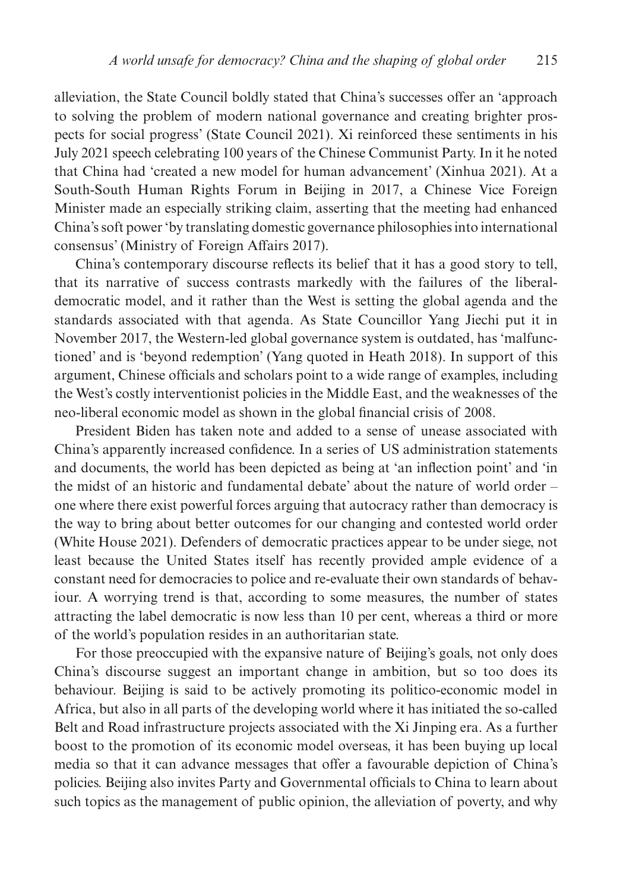alleviation, the State Council boldly stated that China's successes offer an 'approach to solving the problem of modern national governance and creating brighter prospects for social progress' (State Council 2021). Xi reinforced these sentiments in his July 2021 speech celebrating 100 years of the Chinese Communist Party. In it he noted that China had 'created a new model for human advancement' (Xinhua 2021). At a South-South Human Rights Forum in Beijing in 2017, a Chinese Vice Foreign Minister made an especially striking claim, asserting that the meeting had enhanced China's soft power 'by translating domestic governance philosophies into international consensus' (Ministry of Foreign Affairs 2017).

China's contemporary discourse reflects its belief that it has a good story to tell, that its narrative of success contrasts markedly with the failures of the liberal-democratic model, and it rather than the West is setting the global agenda and the standards associated with that agenda. As State Councillor Yang Jiechi put it in November 2017, the Western-led global governance system is outdated, has 'malfunctioned' and is 'beyond redemption' (Yang quoted in Heath 2018). In support of this argument, Chinese officials and scholars point to a wide range of examples, including the West's costly interventionist policies in the Middle East, and the weaknesses of the neo-liberal economic model as shown in the global financial crisis of 2008.

President Biden has taken note and added to a sense of unease associated with China's apparently increased confidence. In a series of US administration statements and documents, the world has been depicted as being at 'an inflection point' and 'in the midst of an historic and fundamental debate' about the nature of world order – one where there exist powerful forces arguing that autocracy rather than democracy is the way to bring about better outcomes for our changing and contested world order (White House 2021). Defenders of democratic practices appear to be under siege, not least because the United States itself has recently provided ample evidence of a constant need for democracies to police and re-evaluate their own standards of behaviour. A worrying trend is that, according to some measures, the number of states attracting the label democratic is now less than 10 per cent, whereas a third or more of the world's population resides in an authoritarian state.

For those preoccupied with the expansive nature of Beijing's goals, not only does China's discourse suggest an important change in ambition, but so too does its behaviour. Beijing is said to be actively promoting its politico-economic model in Africa, but also in all parts of the developing world where it has initiated the so-called Belt and Road infrastructure projects associated with the Xi Jinping era. As a further boost to the promotion of its economic model overseas, it has been buying up local media so that it can advance messages that offer a favourable depiction of China's policies. Beijing also invites Party and Governmental officials to China to learn about such topics as the management of public opinion, the alleviation of poverty, and why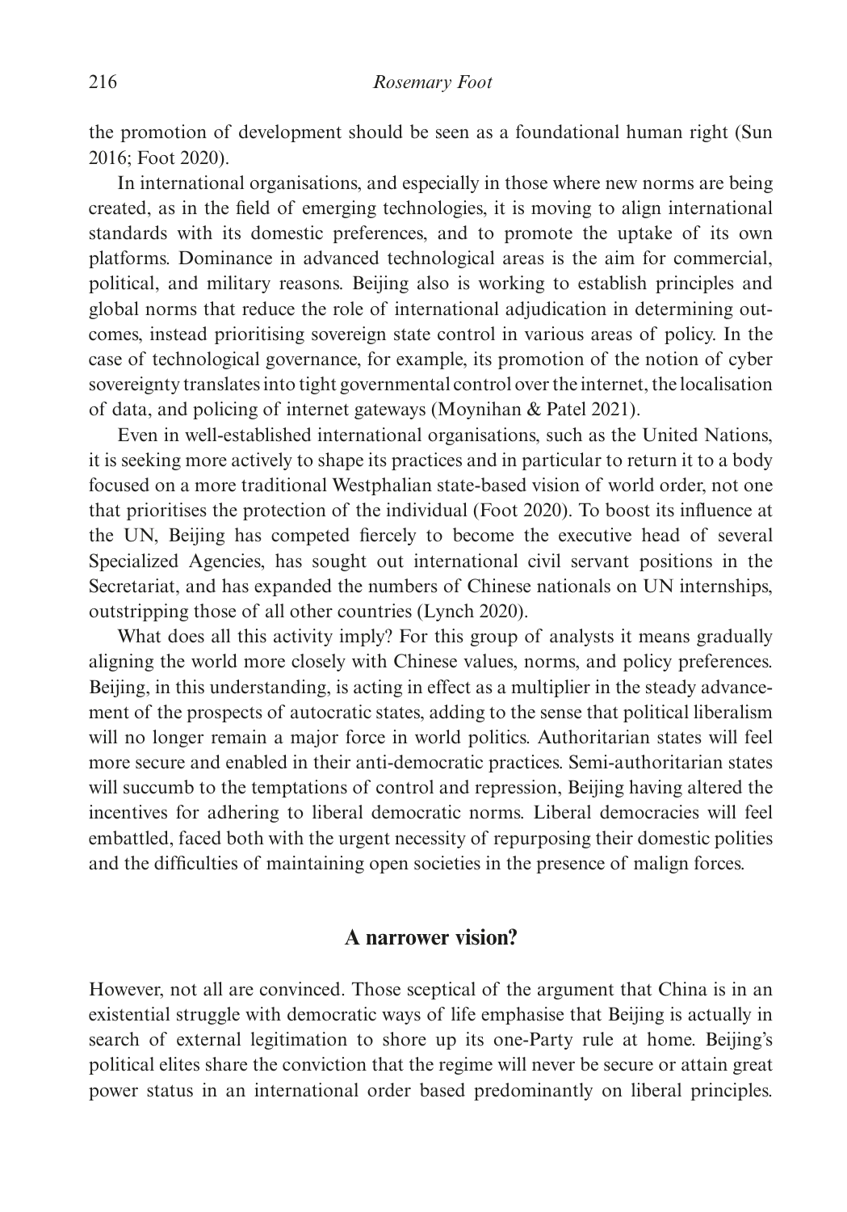the promotion of development should be seen as a foundational human right (Sun 2016; Foot 2020).

In international organisations, and especially in those where new norms are being created, as in the field of emerging technologies, it is moving to align international standards with its domestic preferences, and to promote the uptake of its own platforms. Dominance in advanced technological areas is the aim for commercial, political, and military reasons. Beijing also is working to establish principles and global norms that reduce the role of international adjudication in determining outcomes, instead prioritising sovereign state control in various areas of policy. In the case of technological governance, for example, its promotion of the notion of cyber sovereignty translates into tight governmental control over the internet, the localisation of data, and policing of internet gateways (Moynihan & Patel 2021).

Even in well-established international organisations, such as the United Nations, it is seeking more actively to shape its practices and in particular to return it to a body focused on a more traditional Westphalian state-based vision of world order, not one that prioritises the protection of the individual (Foot 2020). To boost its influence at the UN, Beijing has competed fiercely to become the executive head of several Specialized Agencies, has sought out international civil servant positions in the Secretariat, and has expanded the numbers of Chinese nationals on UN internships, outstripping those of all other countries (Lynch 2020).

What does all this activity imply? For this group of analysts it means gradually aligning the world more closely with Chinese values, norms, and policy preferences. Beijing, in this understanding, is acting in effect as a multiplier in the steady advancement of the prospects of autocratic states, adding to the sense that political liberalism will no longer remain a major force in world politics. Authoritarian states will feel more secure and enabled in their anti-democratic practices. Semi-authoritarian states will succumb to the temptations of control and repression, Beijing having altered the incentives for adhering to liberal democratic norms. Liberal democracies will feel embattled, faced both with the urgent necessity of repurposing their domestic polities and the difficulties of maintaining open societies in the presence of malign forces.

## A narrower vision?

However, not all are convinced. Those sceptical of the argument that China is in an existential struggle with democratic ways of life emphasise that Beijing is actually in search of external legitimation to shore up its one-Party rule at home. Beijing's political elites share the conviction that the regime will never be secure or attain great power status in an international order based predominantly on liberal principles.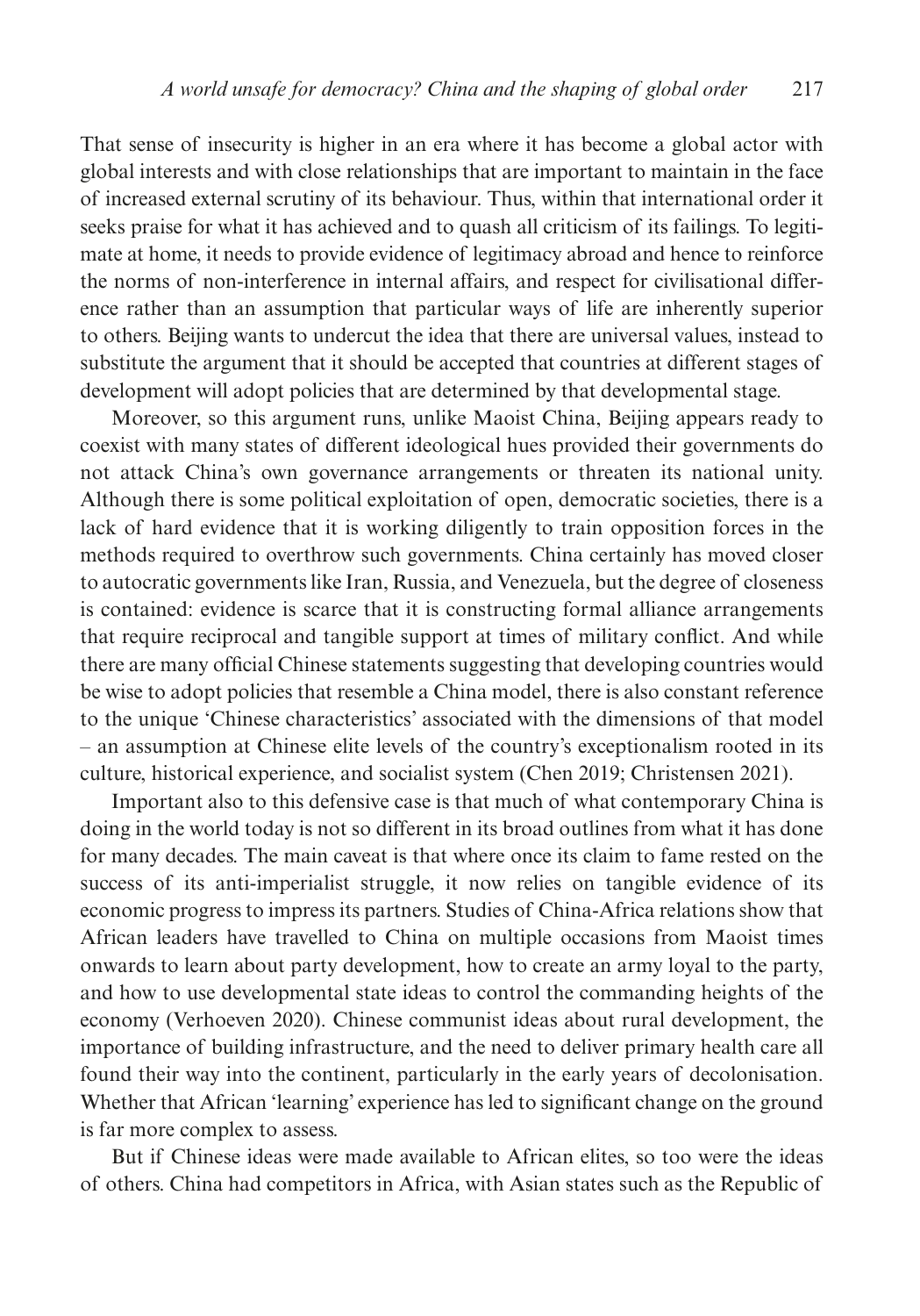That sense of insecurity is higher in an era where it has become a global actor with global interests and with close relationships that are important to maintain in the face of increased external scrutiny of its behaviour. Thus, within that international order it seeks praise for what it has achieved and to quash all criticism of its failings. To legitimate at home, it needs to provide evidence of legitimacy abroad and hence to reinforce the norms of non-interference in internal affairs, and respect for civilisational difference rather than an assumption that particular ways of life are inherently superior to others. Beijing wants to undercut the idea that there are universal values, instead to substitute the argument that it should be accepted that countries at different stages of development will adopt policies that are determined by that developmental stage.

Moreover, so this argument runs, unlike Maoist China, Beijing appears ready to coexist with many states of different ideological hues provided their governments do not attack China's own governance arrangements or threaten its national unity. Although there is some political exploitation of open, democratic societies, there is a lack of hard evidence that it is working diligently to train opposition forces in the methods required to overthrow such governments. China certainly has moved closer to autocratic governments like Iran, Russia, and Venezuela, but the degree of closeness is contained: evidence is scarce that it is constructing formal alliance arrangements that require reciprocal and tangible support at times of military conflict. And while there are many official Chinese statements suggesting that developing countries would be wise to adopt policies that resemble a China model, there is also constant reference to the unique 'Chinese characteristics' associated with the dimensions of that model – an assumption at Chinese elite levels of the country's exceptionalism rooted in its culture, historical experience, and socialist system (Chen 2019; Christensen 2021).

Important also to this defensive case is that much of what contemporary China is doing in the world today is not so different in its broad outlines from what it has done for many decades. The main caveat is that where once its claim to fame rested on the success of its anti-imperialist struggle, it now relies on tangible evidence of its economic progress to impress its partners. Studies of China-Africa relations show that African leaders have travelled to China on multiple occasions from Maoist times onwards to learn about party development, how to create an army loyal to the party, and how to use developmental state ideas to control the commanding heights of the economy (Verhoeven 2020). Chinese communist ideas about rural development, the importance of building infrastructure, and the need to deliver primary health care all found their way into the continent, particularly in the early years of decolonisation. Whether that African 'learning' experience has led to significant change on the ground is far more complex to assess.

But if Chinese ideas were made available to African elites, so too were the ideas of others. China had competitors in Africa, with Asian states such as the Republic of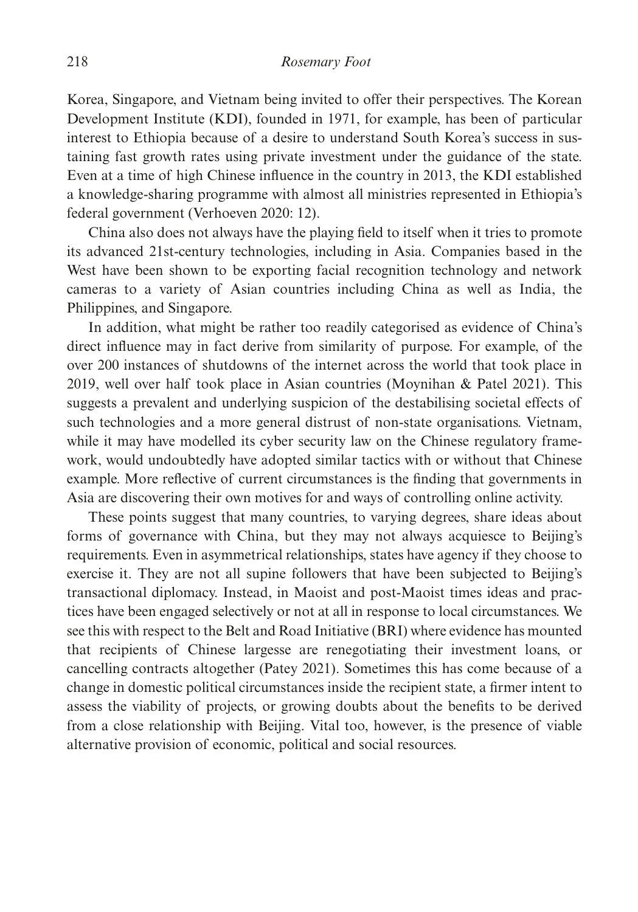Korea, Singapore, and Vietnam being invited to offer their perspectives. The Korean Development Institute (KDI), founded in 1971, for example, has been of particular interest to Ethiopia because of a desire to understand South Korea's success in sustaining fast growth rates using private investment under the guidance of the state. Even at a time of high Chinese influence in the country in 2013, the KDI established a knowledge-sharing programme with almost all ministries represented in Ethiopia's federal government (Verhoeven 2020: 12).

China also does not always have the playing field to itself when it tries to promote its advanced 21st-century technologies, including in Asia. Companies based in the West have been shown to be exporting facial recognition technology and network cameras to a variety of Asian countries including China as well as India, the Philippines, and Singapore.

In addition, what might be rather too readily categorised as evidence of China's direct influence may in fact derive from similarity of purpose. For example, of the over 200 instances of shutdowns of the internet across the world that took place in 2019, well over half took place in Asian countries (Moynihan & Patel 2021). This suggests a prevalent and underlying suspicion of the destabilising societal effects of such technologies and a more general distrust of non-state organisations. Vietnam, while it may have modelled its cyber security law on the Chinese regulatory framework, would undoubtedly have adopted similar tactics with or without that Chinese example. More reflective of current circumstances is the finding that governments in Asia are discovering their own motives for and ways of controlling online activity.

These points suggest that many countries, to varying degrees, share ideas about forms of governance with China, but they may not always acquiesce to Beijing's requirements. Even in asymmetrical relationships, states have agency if they choose to exercise it. They are not all supine followers that have been subjected to Beijing's transactional diplomacy. Instead, in Maoist and post-Maoist times ideas and practices have been engaged selectively or not at all in response to local circumstances. We see this with respect to the Belt and Road Initiative (BRI) where evidence has mounted that recipients of Chinese largesse are renegotiating their investment loans, or cancelling contracts altogether (Patey 2021). Sometimes this has come because of a change in domestic political circumstances inside the recipient state, a firmer intent to assess the viability of projects, or growing doubts about the benefits to be derived from a close relationship with Beijing. Vital too, however, is the presence of viable alternative provision of economic, political and social resources.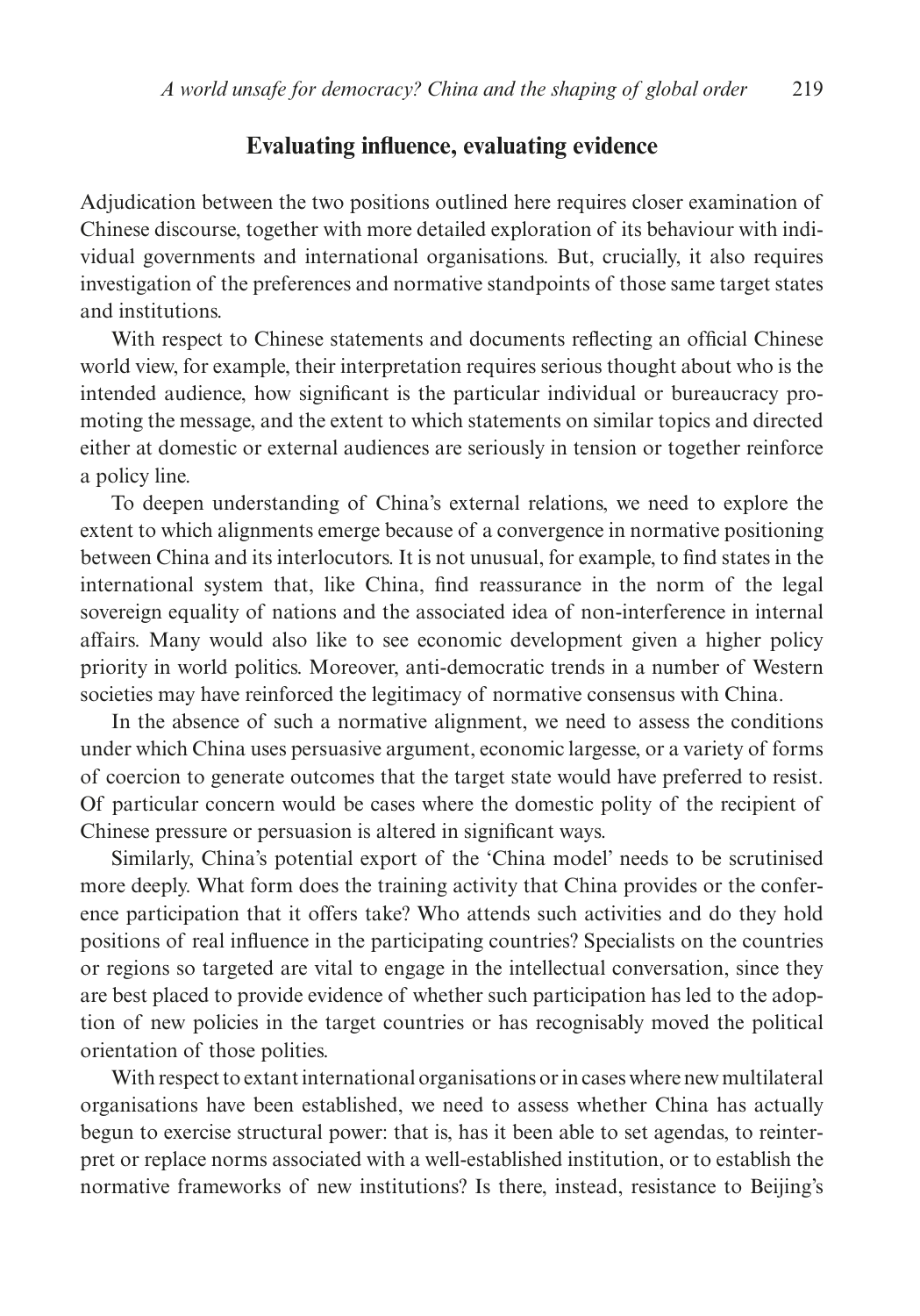## Evaluating influence, evaluating evidence

Adjudication between the two positions outlined here requires closer examination of Chinese discourse, together with more detailed exploration of its behaviour with individual governments and international organisations. But, crucially, it also requires investigation of the preferences and normative standpoints of those same target states and institutions.

With respect to Chinese statements and documents reflecting an official Chinese world view, for example, their interpretation requires serious thought about who is the intended audience, how significant is the particular individual or bureaucracy promoting the message, and the extent to which statements on similar topics and directed either at domestic or external audiences are seriously in tension or together reinforce a policy line.

To deepen understanding of China's external relations, we need to explore the extent to which alignments emerge because of a convergence in normative positioning between China and its interlocutors. It is not unusual, for example, to find states in the international system that, like China, find reassurance in the norm of the legal sovereign equality of nations and the associated idea of non-interference in internal affairs. Many would also like to see economic development given a higher policy priority in world politics. Moreover, anti-democratic trends in a number of Western societies may have reinforced the legitimacy of normative consensus with China.

In the absence of such a normative alignment, we need to assess the conditions under which China uses persuasive argument, economic largesse, or a variety of forms of coercion to generate outcomes that the target state would have preferred to resist. Of particular concern would be cases where the domestic polity of the recipient of Chinese pressure or persuasion is altered in significant ways.

Similarly, China's potential export of the 'China model' needs to be scrutinised more deeply. What form does the training activity that China provides or the conference participation that it offers take? Who attends such activities and do they hold positions of real influence in the participating countries? Specialists on the countries or regions so targeted are vital to engage in the intellectual conversation, since they are best placed to provide evidence of whether such participation has led to the adoption of new policies in the target countries or has recognisably moved the political orientation of those polities.

With respect to extant international organisations or in cases where new multilateral organisations have been established, we need to assess whether China has actually begun to exercise structural power: that is, has it been able to set agendas, to reinterpret or replace norms associated with a well-established institution, or to establish the normative frameworks of new institutions? Is there, instead, resistance to Beijing's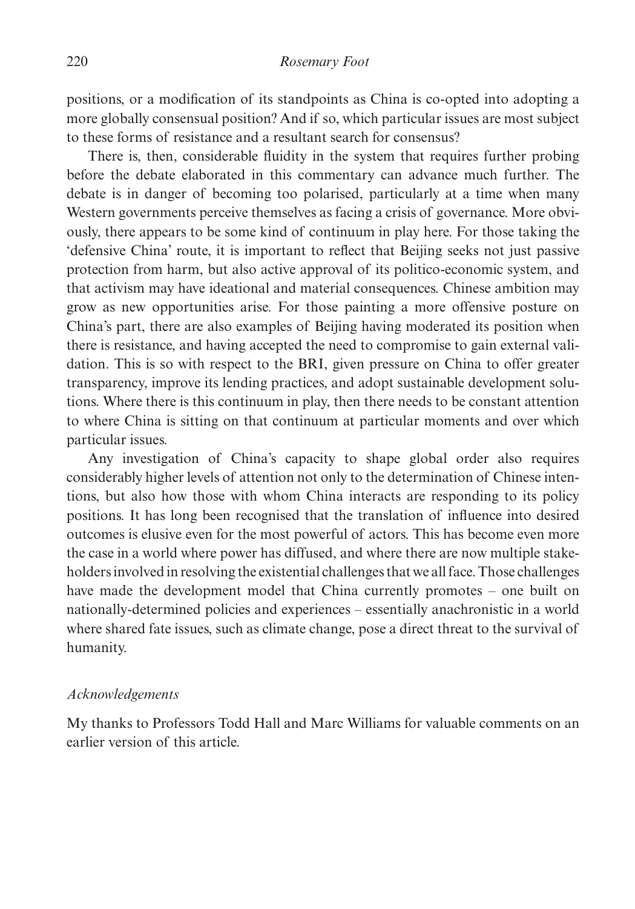positions, or a modification of its standpoints as China is co-opted into adopting a more globally consensual position? And if so, which particular issues are most subject to these forms of resistance and a resultant search for consensus?

There is, then, considerable fluidity in the system that requires further probing before the debate elaborated in this commentary can advance much further. The debate is in danger of becoming too polarised, particularly at a time when many Western governments perceive themselves as facing a crisis of governance. More obviously, there appears to be some kind of continuum in play here. For those taking the 'defensive China' route, it is important to reflect that Beijing seeks not just passive protection from harm, but also active approval of its politico-economic system, and that activism may have ideational and material consequences. Chinese ambition may grow as new opportunities arise. For those painting a more offensive posture on China's part, there are also examples of Beijing having moderated its position when there is resistance, and having accepted the need to compromise to gain external validation. This is so with respect to the BRI, given pressure on China to offer greater transparency, improve its lending practices, and adopt sustainable development solutions. Where there is this continuum in play, then there needs to be constant attention to where China is sitting on that continuum at particular moments and over which particular issues.

Any investigation of China's capacity to shape global order also requires considerably higher levels of attention not only to the determination of Chinese intentions, but also how those with whom China interacts are responding to its policy positions. It has long been recognised that the translation of influence into desired outcomes is elusive even for the most powerful of actors. This has become even more the case in a world where power has diffused, and where there are now multiple stakeholders involved in resolving the existential challenges that we all face. Those challenges have made the development model that China currently promotes – one built on nationally-determined policies and experiences – essentially anachronistic in a world where shared fate issues, such as climate change, pose a direct threat to the survival of humanity.

*Acknowledgements*

My thanks to Professors Todd Hall and Marc Williams for valuable comments on an earlier version of this article.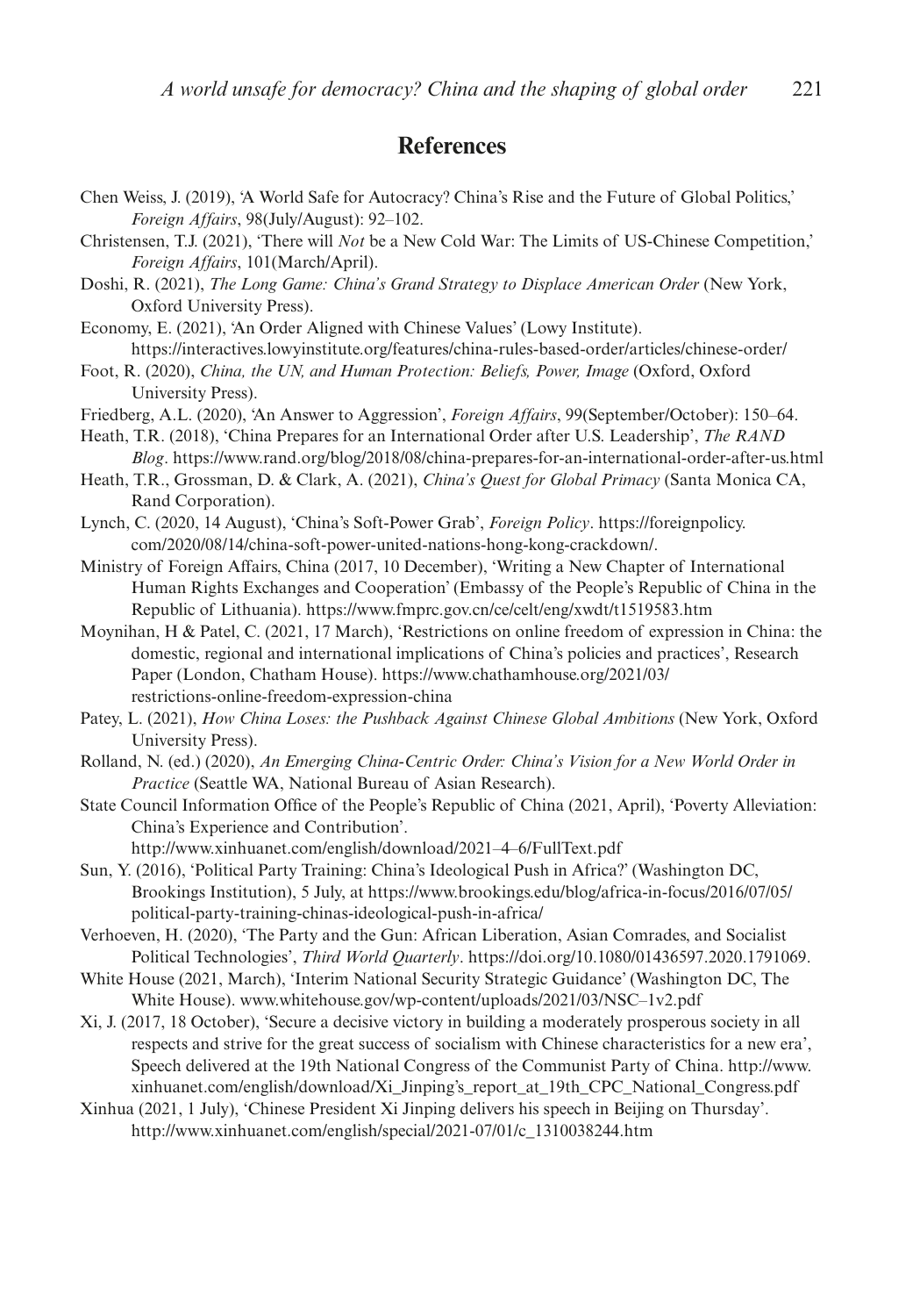## References

Chen Weiss, J. (2019), 'A World Safe for Autocracy? China's Rise and the Future of Global Politics,' *Foreign Affairs*, 98(July/August): 92–102.

Christensen, T.J. (2021), 'There will *Not* be a New Cold War: The Limits of US-Chinese Competition,' *Foreign Affairs*, 101(March/April).

Doshi, R. (2021), *The Long Game: China's Grand Strategy to Displace American Order* (New York, Oxford University Press).

Economy, E. (2021), 'An Order Aligned with Chinese Values' (Lowy Institute). https://interactives.lowyinstitute.org/features/china-rules-based-order/articles/chinese-order/

Foot, R. (2020), *China, the UN, and Human Protection: Beliefs, Power, Image* (Oxford, Oxford University Press).

Friedberg, A.L. (2020), 'An Answer to Aggression', *Foreign Affairs*, 99(September/October): 150–64.

Heath, T.R. (2018), 'China Prepares for an International Order after U.S. Leadership', *The RAND Blog*. https://www.rand.org/blog/2018/08/china-prepares-for-an-international-order-after-us.html

Heath, T.R., Grossman, D. & Clark, A. (2021), *China's Quest for Global Primacy* (Santa Monica CA, Rand Corporation).

Lynch, C. (2020, 14 August), 'China's Soft-Power Grab', *Foreign Policy*. https://foreignpolicy.com/2020/08/14/china-soft-power-united-nations-hong-kong-crackdown/.

Ministry of Foreign Affairs, China (2017, 10 December), 'Writing a New Chapter of International Human Rights Exchanges and Cooperation' (Embassy of the People's Republic of China in the Republic of Lithuania). https://www.fmprc.gov.cn/ce/celt/eng/xwdt/t1519583.htm

Moynihan, H & Patel, C. (2021, 17 March), 'Restrictions on online freedom of expression in China: the domestic, regional and international implications of China's policies and practices', Research Paper (London, Chatham House). https://www.chathamhouse.org/2021/03/restrictions-online-freedom-expression-china

Patey, L. (2021), *How China Loses: the Pushback Against Chinese Global Ambitions* (New York, Oxford University Press).

Rolland, N. (ed.) (2020), *An Emerging China-Centric Order: China's Vision for a New World Order in Practice* (Seattle WA, National Bureau of Asian Research).

State Council Information Office of the People's Republic of China (2021, April), 'Poverty Alleviation: China's Experience and Contribution'. http://www.xinhuanet.com/english/download/2021–4–6/FullText.pdf

Sun, Y. (2016), 'Political Party Training: China's Ideological Push in Africa?' (Washington DC, Brookings Institution), 5 July, at https://www.brookings.edu/blog/africa-in-focus/2016/07/05/political-party-training-chinas-ideological-push-in-africa/

Verhoeven, H. (2020), 'The Party and the Gun: African Liberation, Asian Comrades, and Socialist Political Technologies', *Third World Quarterly*. https://doi.org/10.1080/01436597.2020.1791069.

White House (2021, March), 'Interim National Security Strategic Guidance' (Washington DC, The White House). www.whitehouse.gov/wp-content/uploads/2021/03/NSC–1v2.pdf

Xi, J. (2017, 18 October), 'Secure a decisive victory in building a moderately prosperous society in all respects and strive for the great success of socialism with Chinese characteristics for a new era', Speech delivered at the 19th National Congress of the Communist Party of China. http://www.xinhuanet.com/english/download/Xi_Jinping's_report_at_19th_CPC_National_Congress.pdf

Xinhua (2021, 1 July), 'Chinese President Xi Jinping delivers his speech in Beijing on Thursday'. http://www.xinhuanet.com/english/special/2021-07/01/c_1310038244.htm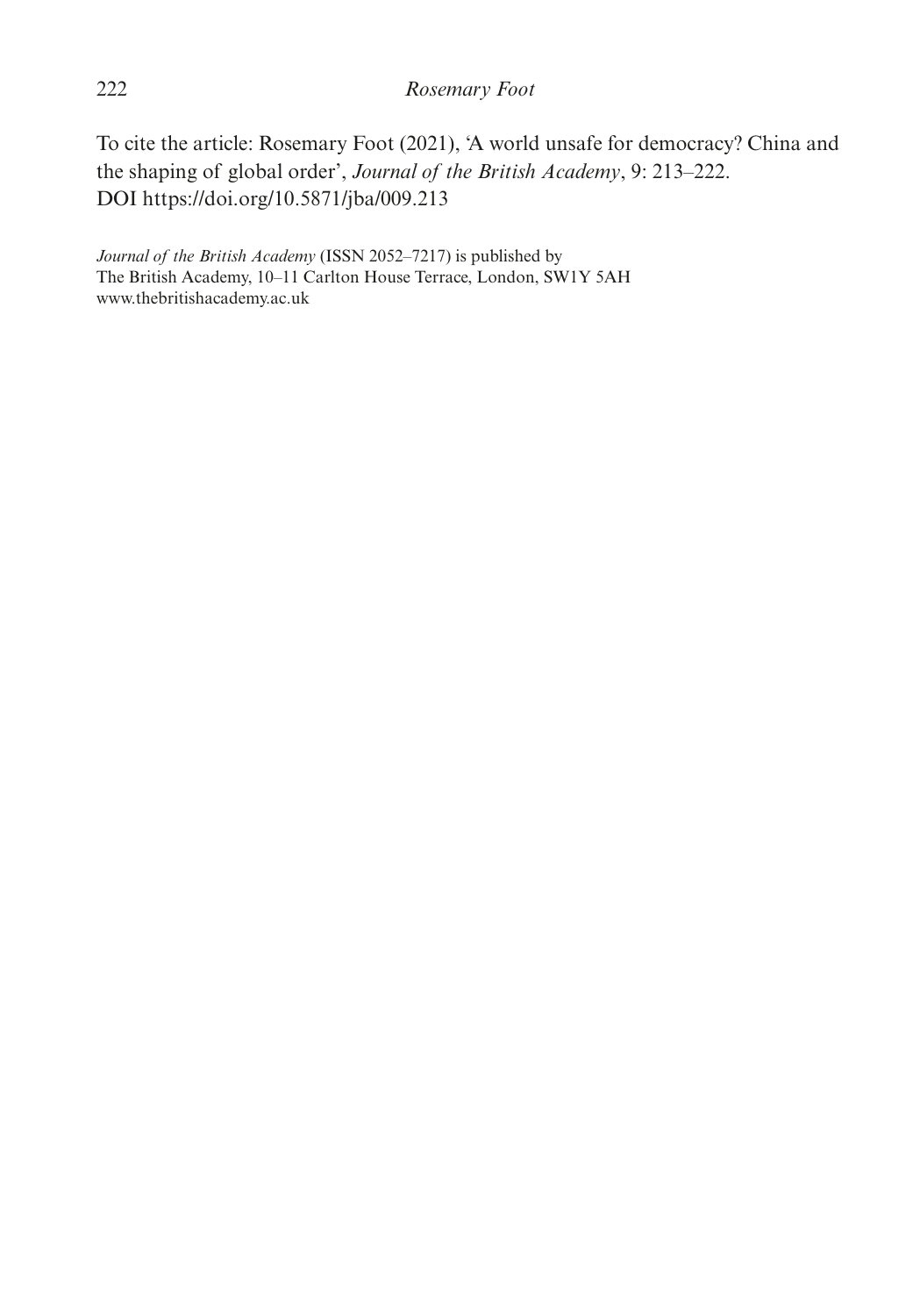To cite the article: Rosemary Foot (2021), 'A world unsafe for democracy? China and the shaping of global order', *Journal of the British Academy*, 9: 213–222.
DOI https://doi.org/10.5871/jba/009.213

*Journal of the British Academy* (ISSN 2052–7217) is published by
The British Academy, 10–11 Carlton House Terrace, London, SW1Y 5AH
www.thebritishacademy.ac.uk